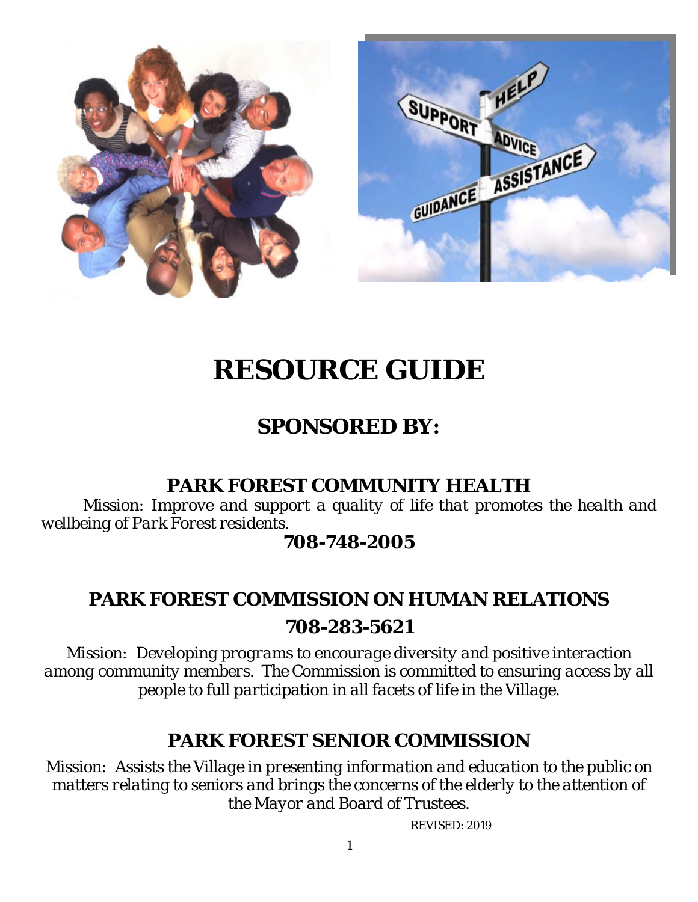# RESOURCE GUIDE

## SPONSORED BY:

### PARK FOREST COMMUNITY HEALTH

*Mission: Improve and support a quality of life that promotes the health and wellbeing of Park Forest residents.*

**708-748-2005**

### PARK FOREST COMMISSION ON HUMAN RELATIONS

**708-283-5621**

*Mission: Developing programs to encourage diversity and positive interaction among community members. The Commission is committed to ensuring access by all people to full participation in all facets of life in the Village.*

### PARK FOREST SENIOR COMMISSION

*Mission: Assists the Village in presenting information and education to the public on matters relating to seniors and brings the concerns of the elderly to the attention of the Mayor and Board of Trustees.*

REVISED: 2019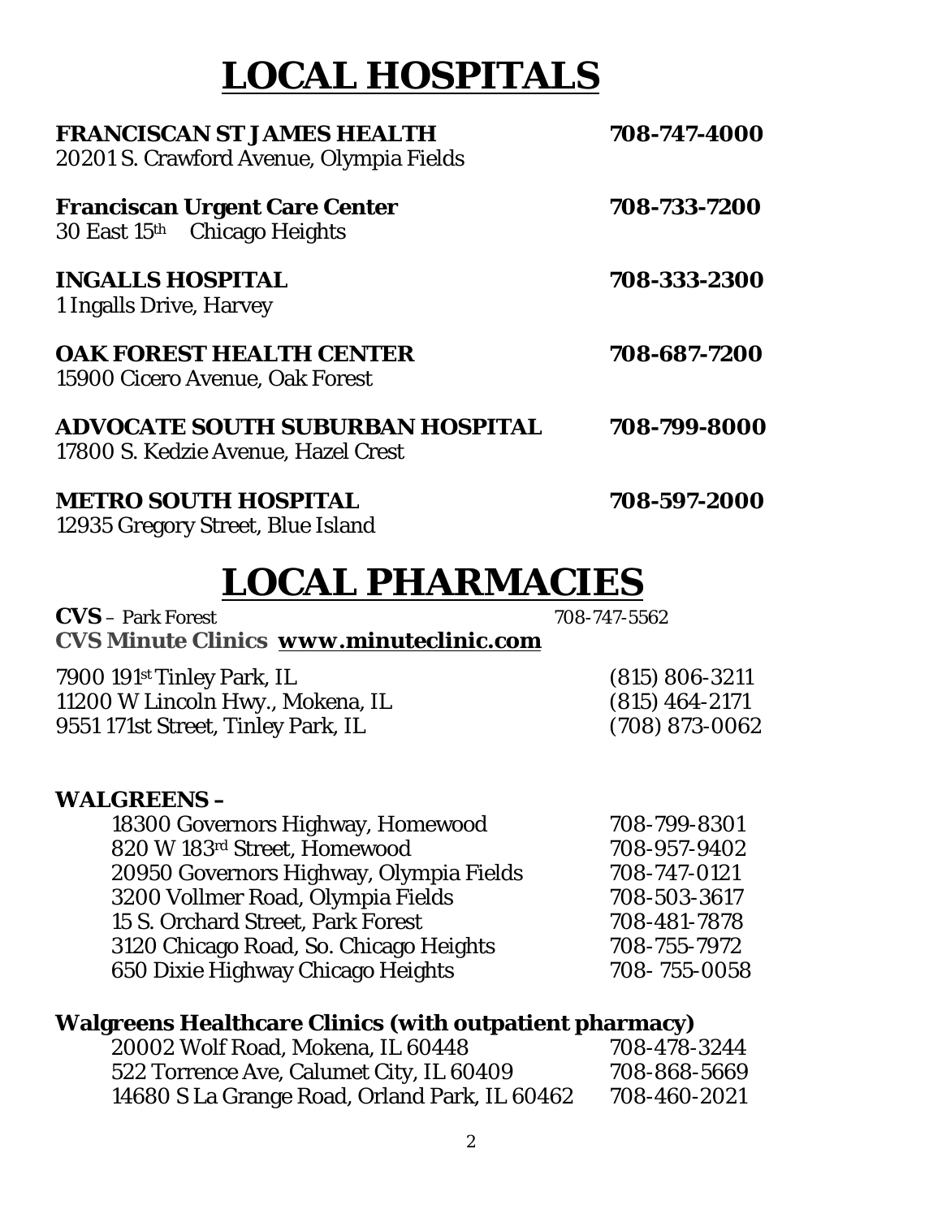# LOCAL HOSPITALS

**FRANCISCAN ST JAMES HEALTH** **708-747-4000**
20201 S. Crawford Avenue, Olympia Fields

**Franciscan Urgent Care Center** **708-733-7200**
30 East 15th Chicago Heights

**INGALLS HOSPITAL** **708-333-2300**
1 Ingalls Drive, Harvey

**OAK FOREST HEALTH CENTER** **708-687-7200**
15900 Cicero Avenue, Oak Forest

**ADVOCATE SOUTH SUBURBAN HOSPITAL** **708-799-8000**
17800 S. Kedzie Avenue, Hazel Crest

**METRO SOUTH HOSPITAL** **708-597-2000**
12935 Gregory Street, Blue Island

# LOCAL PHARMACIES

**CVS** – Park Forest 708-747-5562

**CVS Minute Clinics** **www.minuteclinic.com**

7900 191st Tinley Park, IL (815) 806-3211
11200 W Lincoln Hwy., Mokena, IL (815) 464-2171
9551 171st Street, Tinley Park, IL (708) 873-0062

**WALGREENS –**

18300 Governors Highway, Homewood 708-799-8301
820 W 183rd Street, Homewood 708-957-9402
20950 Governors Highway, Olympia Fields 708-747-0121
3200 Vollmer Road, Olympia Fields 708-503-3617
15 S. Orchard Street, Park Forest 708-481-7878
3120 Chicago Road, So. Chicago Heights 708-755-7972
650 Dixie Highway Chicago Heights 708- 755-0058

**Walgreens Healthcare Clinics (with outpatient pharmacy)**

20002 Wolf Road, Mokena, IL 60448 708-478-3244
522 Torrence Ave, Calumet City, IL 60409 708-868-5669
14680 S La Grange Road, Orland Park, IL 60462 708-460-2021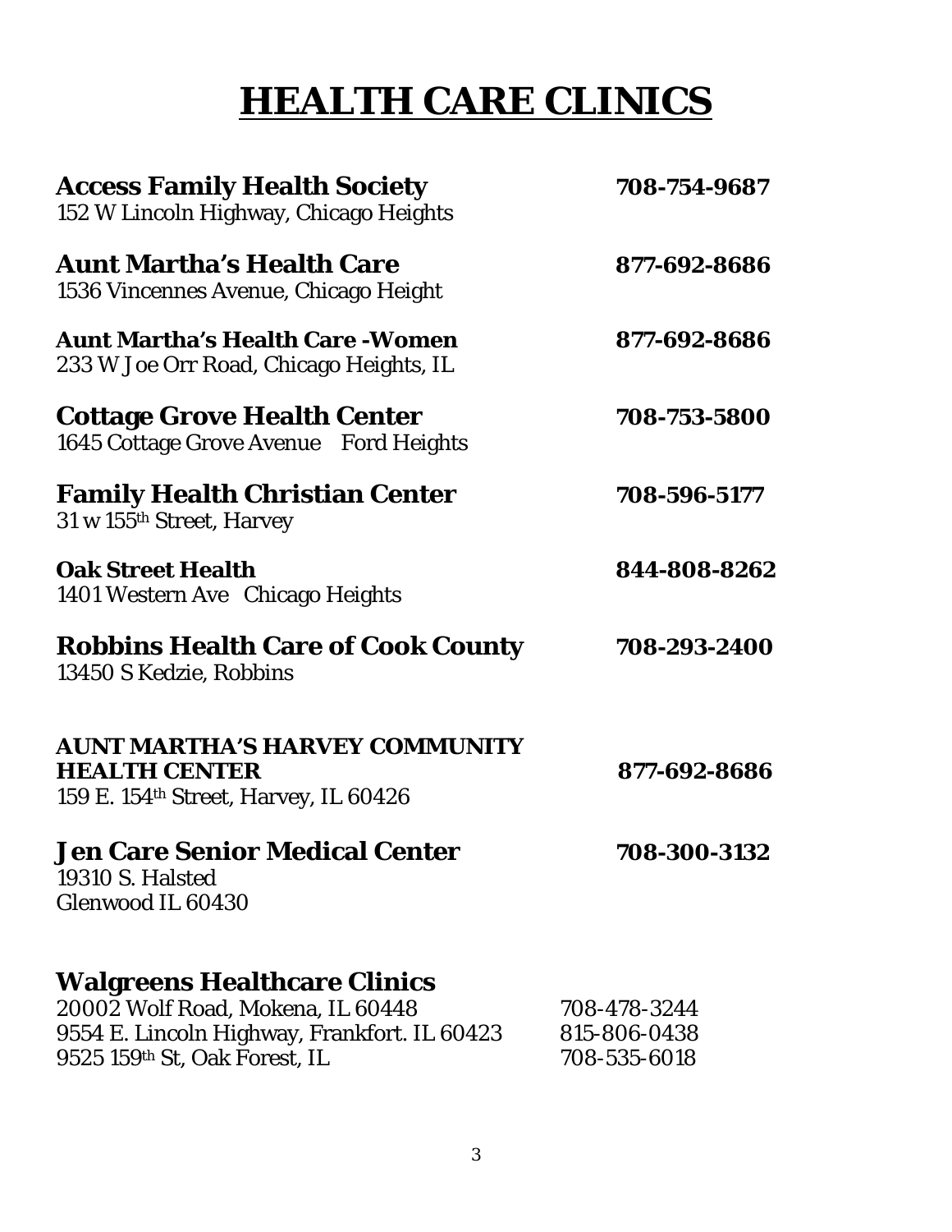# HEALTH CARE CLINICS

**Access Family Health Society** **708-754-9687**
152 W Lincoln Highway, Chicago Heights

**Aunt Martha's Health Care** **877-692-8686**
1536 Vincennes Avenue, Chicago Height

**Aunt Martha's Health Care -Women** **877-692-8686**
233 W Joe Orr Road, Chicago Heights, IL

**Cottage Grove Health Center** **708-753-5800**
1645 Cottage Grove Avenue Ford Heights

**Family Health Christian Center** **708-596-5177**
31 w 155th Street, Harvey

**Oak Street Health** **844-808-8262**
1401 Western Ave Chicago Heights

**Robbins Health Care of Cook County** **708-293-2400**
13450 S Kedzie, Robbins

**AUNT MARTHA'S HARVEY COMMUNITY HEALTH CENTER** **877-692-8686**
159 E. 154th Street, Harvey, IL 60426

**Jen Care Senior Medical Center** **708-300-3132**
19310 S. Halsted
Glenwood IL 60430

**Walgreens Healthcare Clinics**
20002 Wolf Road, Mokena, IL 60448 708-478-3244
9554 E. Lincoln Highway, Frankfort. IL 60423 815-806-0438
9525 159th St, Oak Forest, IL 708-535-6018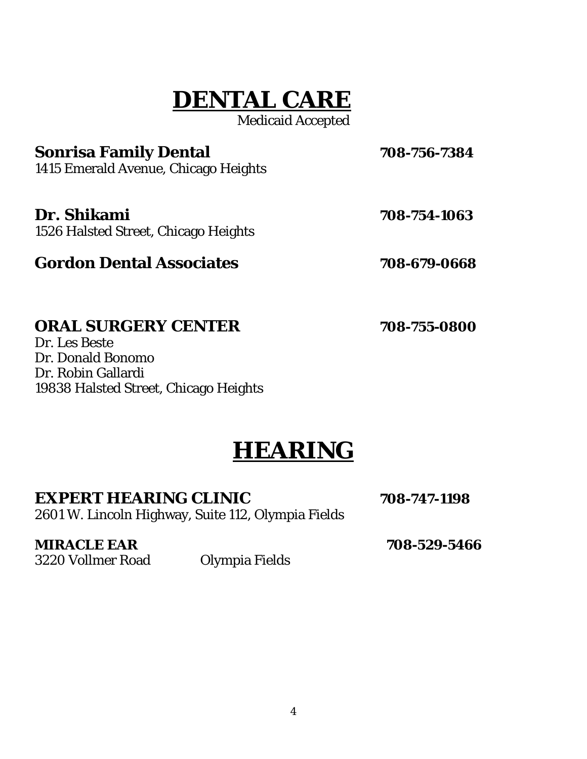# DENTAL CARE

Medicaid Accepted

**Sonrisa Family Dental** **708-756-7384**
1415 Emerald Avenue, Chicago Heights

**Dr. Shikami** **708-754-1063**
1526 Halsted Street, Chicago Heights

**Gordon Dental Associates** **708-679-0668**

**ORAL SURGERY CENTER** **708-755-0800**
Dr. Les Beste
Dr. Donald Bonomo
Dr. Robin Gallardi
19838 Halsted Street, Chicago Heights

# HEARING

**EXPERT HEARING CLINIC** **708-747-1198**
2601 W. Lincoln Highway, Suite 112, Olympia Fields

**MIRACLE EAR** **708-529-5466**
3220 Vollmer Road Olympia Fields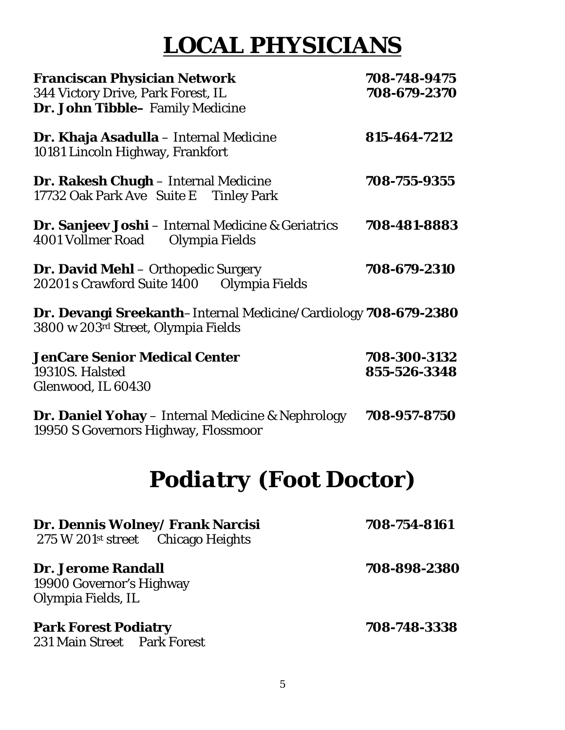# LOCAL PHYSICIANS

**Franciscan Physician Network** **708-748-9475**
344 Victory Drive, Park Forest, IL **708-679-2370**
**Dr. John Tibble–** Family Medicine

**Dr. Khaja Asadulla** – Internal Medicine **815-464-7212**
10181 Lincoln Highway, Frankfort

**Dr. Rakesh Chugh** – Internal Medicine **708-755-9355**
17732 Oak Park Ave Suite E Tinley Park

**Dr. Sanjeev Joshi** – Internal Medicine & Geriatrics **708-481-8883**
4001 Vollmer Road Olympia Fields

**Dr. David Mehl** – Orthopedic Surgery **708-679-2310**
20201 s Crawford Suite 1400 Olympia Fields

**Dr. Devangi Sreekanth**–Internal Medicine/Cardiology **708-679-2380**
3800 w 203rd Street, Olympia Fields

**JenCare Senior Medical Center** **708-300-3132**
19310S. Halsted **855-526-3348**
Glenwood, IL 60430

**Dr. Daniel Yohay** – Internal Medicine & Nephrology **708-957-8750**
19950 S Governors Highway, Flossmoor

# Podiatry (Foot Doctor)

**Dr. Dennis Wolney/ Frank Narcisi** **708-754-8161**
275 W 201st street Chicago Heights

**Dr. Jerome Randall** **708-898-2380**
19900 Governor's Highway
Olympia Fields, IL

**Park Forest Podiatry** **708-748-3338**
231 Main Street Park Forest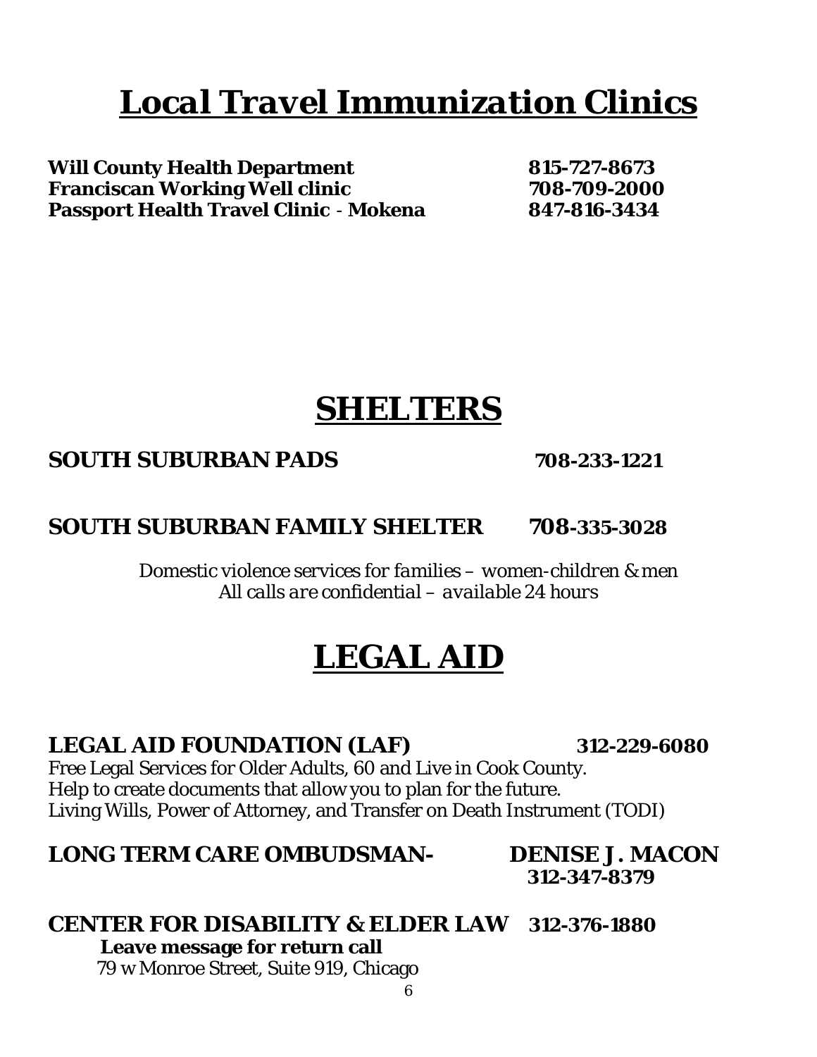# ***Local Travel Immunization Clinics***

**Will County Health Department** **815-727-8673**
**Franciscan Working Well clinic** **708-709-2000**
**Passport Health Travel Clinic - Mokena** **847-816-3434**

# **SHELTERS**

**SOUTH SUBURBAN PADS** **708-233-1221**

**SOUTH SUBURBAN FAMILY SHELTER** **708-335-3028**

*Domestic violence services for families – women-children & men*
*All calls are confidential – available 24 hours*

# **LEGAL AID**

**LEGAL AID FOUNDATION (LAF)** **312-229-6080**
Free Legal Services for Older Adults, 60 and Live in Cook County.
Help to create documents that allow you to plan for the future.
Living Wills, Power of Attorney, and Transfer on Death Instrument (TODI)

**LONG TERM CARE OMBUDSMAN-** **DENISE J. MACON**
**312-347-8379**

**CENTER FOR DISABILITY & ELDER LAW** **312-376-1880**
**Leave message for return call**
79 w Monroe Street, Suite 919, Chicago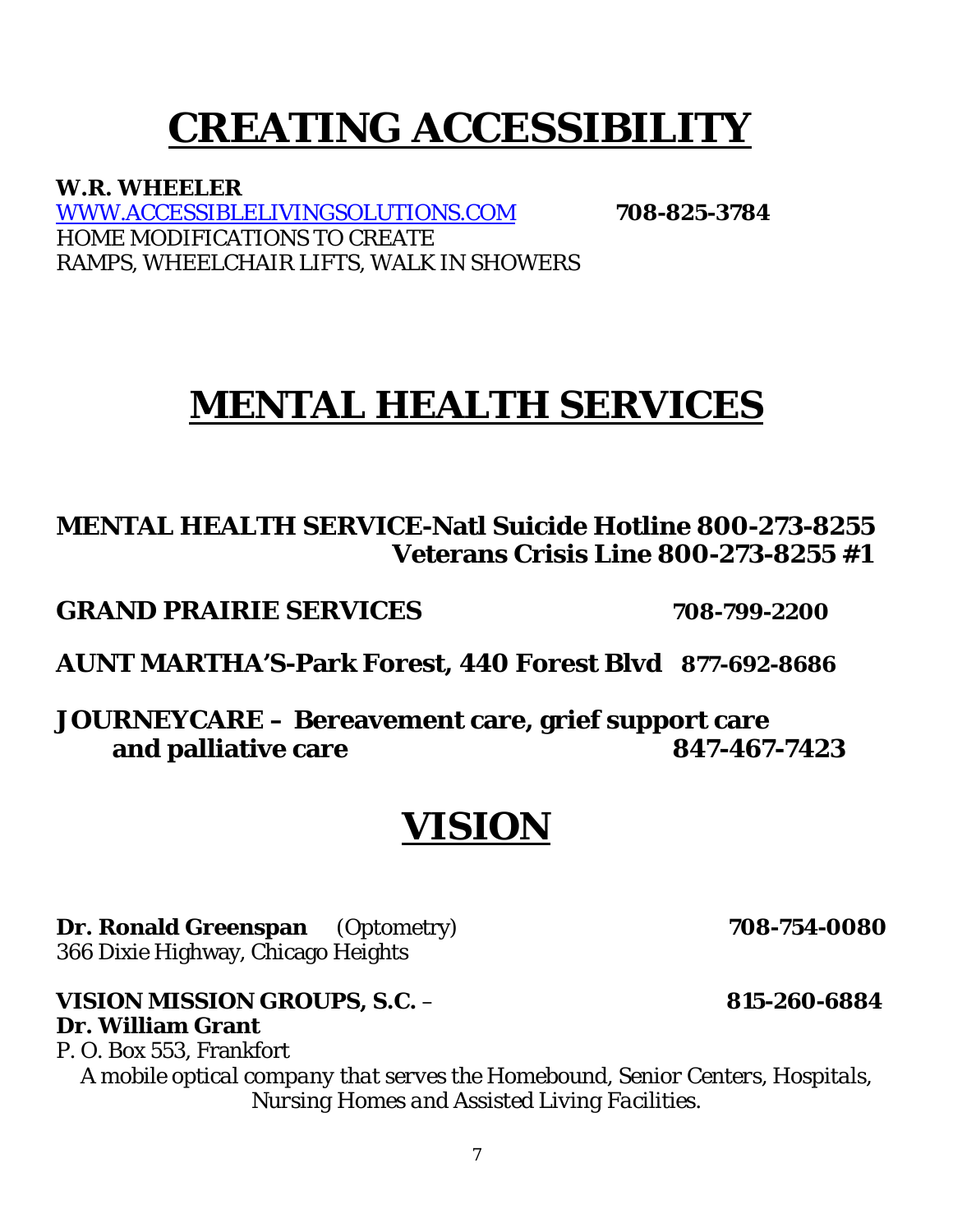# CREATING ACCESSIBILITY

**W.R. WHEELER**
[WWW.ACCESSIBLELIVINGSOLUTIONS.COM](http://WWW.ACCESSIBLELIVINGSOLUTIONS.COM) **708-825-3784**
HOME MODIFICATIONS TO CREATE
RAMPS, WHEELCHAIR LIFTS, WALK IN SHOWERS

# MENTAL HEALTH SERVICES

**MENTAL HEALTH SERVICE-Natl Suicide Hotline 800-273-8255**
**Veterans Crisis Line 800-273-8255 #1**

**GRAND PRAIRIE SERVICES 708-799-2200**

**AUNT MARTHA'S-Park Forest, 440 Forest Blvd 877-692-8686**

**JOURNEYCARE – Bereavement care, grief support care and palliative care 847-467-7423**

# VISION

**Dr. Ronald Greenspan** *(Optometry)* **708-754-0080**
*366 Dixie Highway, Chicago Heights*

**VISION MISSION GROUPS, S.C.** – **815-260-6884**
**Dr. William Grant**
*P. O. Box 553, Frankfort*
*A mobile optical company that serves the Homebound, Senior Centers, Hospitals, Nursing Homes and Assisted Living Facilities.*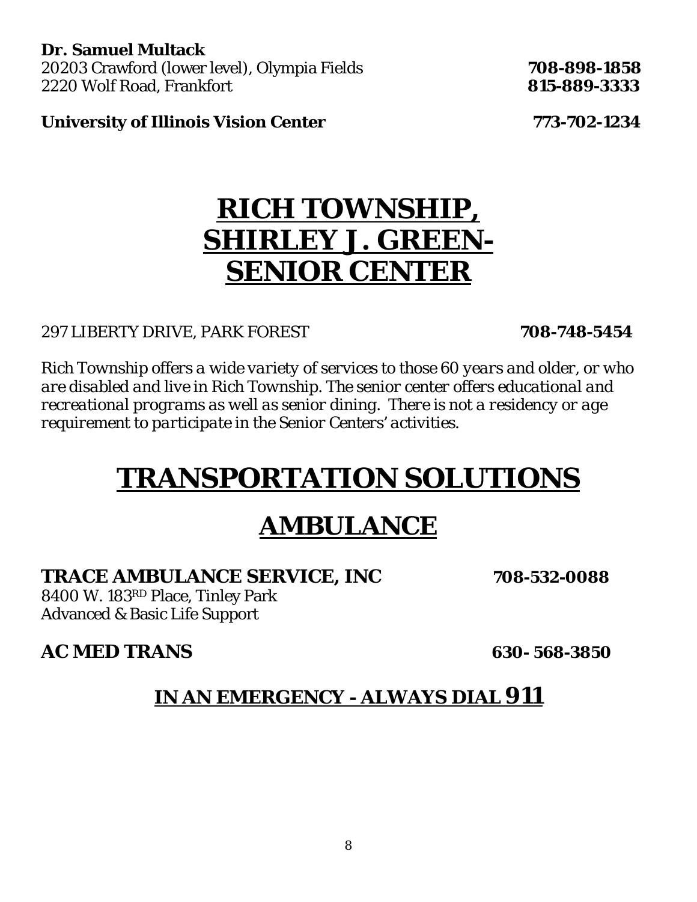**Dr. Samuel Multack**
20203 Crawford (lower level), Olympia Fields **708-898-1858**
2220 Wolf Road, Frankfort **815-889-3333**

**University of Illinois Vision Center** **773-702-1234**

# RICH TOWNSHIP, SHIRLEY J. GREEN-SENIOR CENTER

297 LIBERTY DRIVE, PARK FOREST **708-748-5454**

*Rich Township offers a wide variety of services to those 60 years and older, or who are disabled and live in Rich Township. The senior center offers educational and recreational programs as well as senior dining. There is not a residency or age requirement to participate in the Senior Centers' activities.*

# TRANSPORTATION SOLUTIONS

## AMBULANCE

**TRACE AMBULANCE SERVICE, INC** **708-532-0088**
8400 W. 183RD Place, Tinley Park
Advanced & Basic Life Support

**AC MED TRANS** **630- 568-3850**

### IN AN EMERGENCY - ALWAYS DIAL 911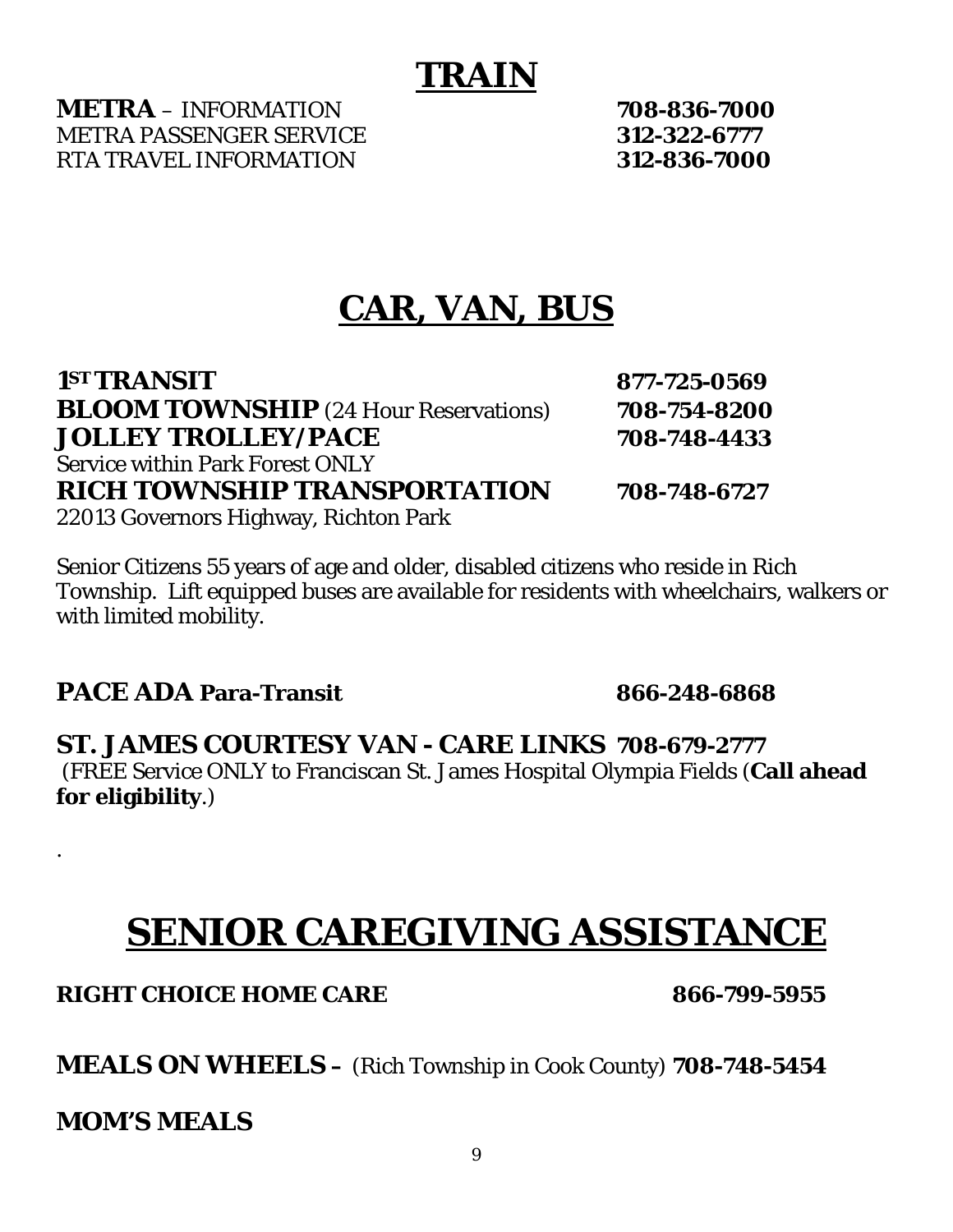# TRAIN

**METRA** – INFORMATION **708-836-7000**
METRA PASSENGER SERVICE **312-322-6777**
RTA TRAVEL INFORMATION **312-836-7000**

# CAR, VAN, BUS

**1ST TRANSIT** **877-725-0569**
**BLOOM TOWNSHIP** (24 Hour Reservations) **708-754-8200**
**JOLLEY TROLLEY/PACE** **708-748-4433**
Service within Park Forest ONLY
**RICH TOWNSHIP TRANSPORTATION** **708-748-6727**
22013 Governors Highway, Richton Park

Senior Citizens 55 years of age and older, disabled citizens who reside in Rich Township. Lift equipped buses are available for residents with wheelchairs, walkers or with limited mobility.

**PACE ADA Para-Transit** **866-248-6868**

**ST. JAMES COURTESY VAN - CARE LINKS 708-679-2777**
(FREE Service ONLY to Franciscan St. James Hospital Olympia Fields (**Call ahead for eligibility**.)

.

# SENIOR CAREGIVING ASSISTANCE

**RIGHT CHOICE HOME CARE** **866-799-5955**

**MEALS ON WHEELS –** (Rich Township in Cook County) **708-748-5454**

**MOM'S MEALS**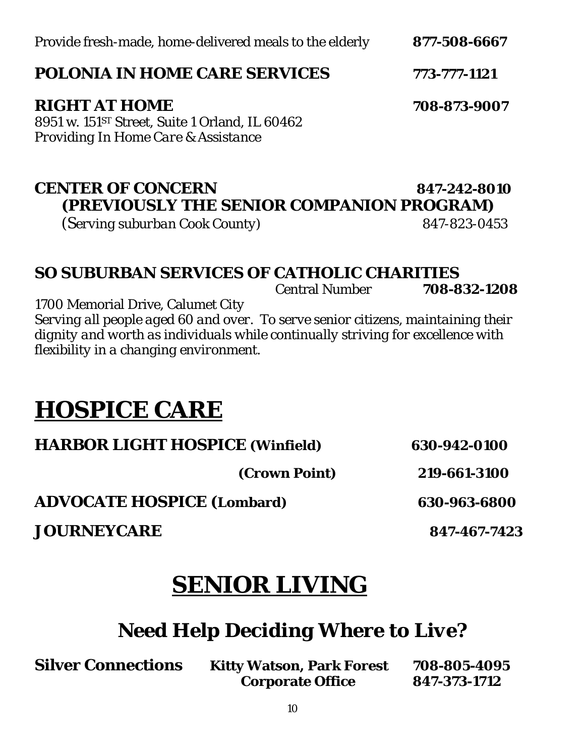*Provide fresh-made, home-delivered meals to the elderly* **877-508-6667**

**POLONIA IN HOME CARE SERVICES** **773-777-1121**

**RIGHT AT HOME** **708-873-9007**
*8951 w. 151ST Street, Suite 1 Orland, IL 60462*
*Providing In Home Care & Assistance*

**CENTER OF CONCERN** **847-242-8010**
**(PREVIOUSLY THE SENIOR COMPANION PROGRAM)**
*(Serving suburban Cook County)* 847-823-0453

**SO SUBURBAN SERVICES OF CATHOLIC CHARITIES**
*Central Number* **708-832-1208**
*1700 Memorial Drive, Calumet City*
*Serving all people aged 60 and over. To serve senior citizens, maintaining their dignity and worth as individuals while continually striving for excellence with flexibility in a changing environment.*

# HOSPICE CARE

**HARBOR LIGHT HOSPICE (Winfield)** **630-942-0100**
**(Crown Point)** **219-661-3100**

**ADVOCATE HOSPICE (Lombard)** **630-963-6800**

**JOURNEYCARE** **847-467-7423**

# SENIOR LIVING

## Need Help Deciding Where to Live?

**Silver Connections** **Kitty Watson, Park Forest** **708-805-4095**
**Corporate Office** **847-373-1712**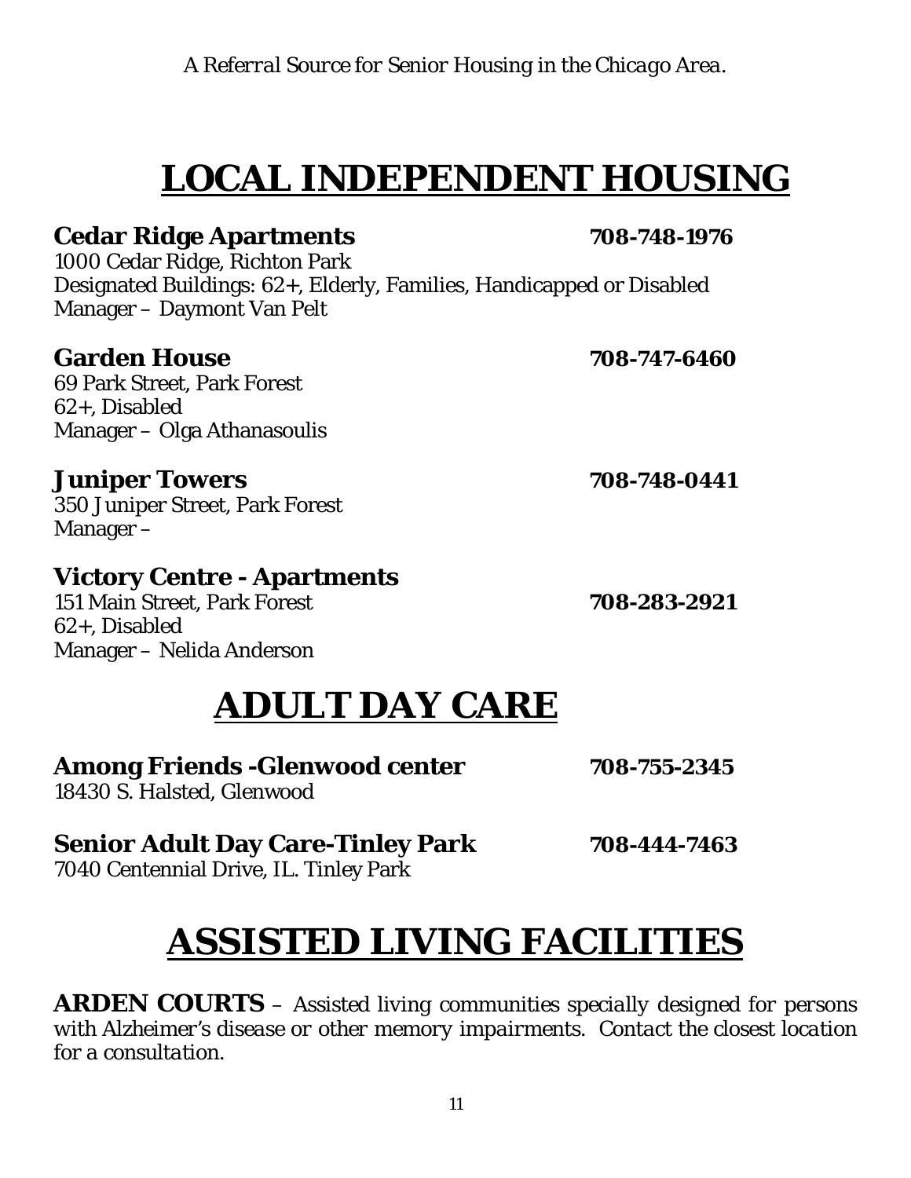# LOCAL INDEPENDENT HOUSING

**Cedar Ridge Apartments** **708-748-1976**
1000 Cedar Ridge, Richton Park
Designated Buildings: 62+, Elderly, Families, Handicapped or Disabled
Manager – Daymont Van Pelt

**Garden House** **708-747-6460**
69 Park Street, Park Forest
62+, Disabled
Manager – Olga Athanasoulis

**Juniper Towers** **708-748-0441**
350 Juniper Street, Park Forest
Manager –

**Victory Centre - Apartments**
151 Main Street, Park Forest **708-283-2921**
62+, Disabled
Manager – Nelida Anderson

# ADULT DAY CARE

**Among Friends -Glenwood center** **708-755-2345**
18430 S. Halsted, Glenwood

**Senior Adult Day Care-Tinley Park** **708-444-7463**
7040 Centennial Drive, IL. Tinley Park

# ASSISTED LIVING FACILITIES

**ARDEN COURTS** – *Assisted living communities specially designed for persons with Alzheimer's disease or other memory impairments. Contact the closest location for a consultation.*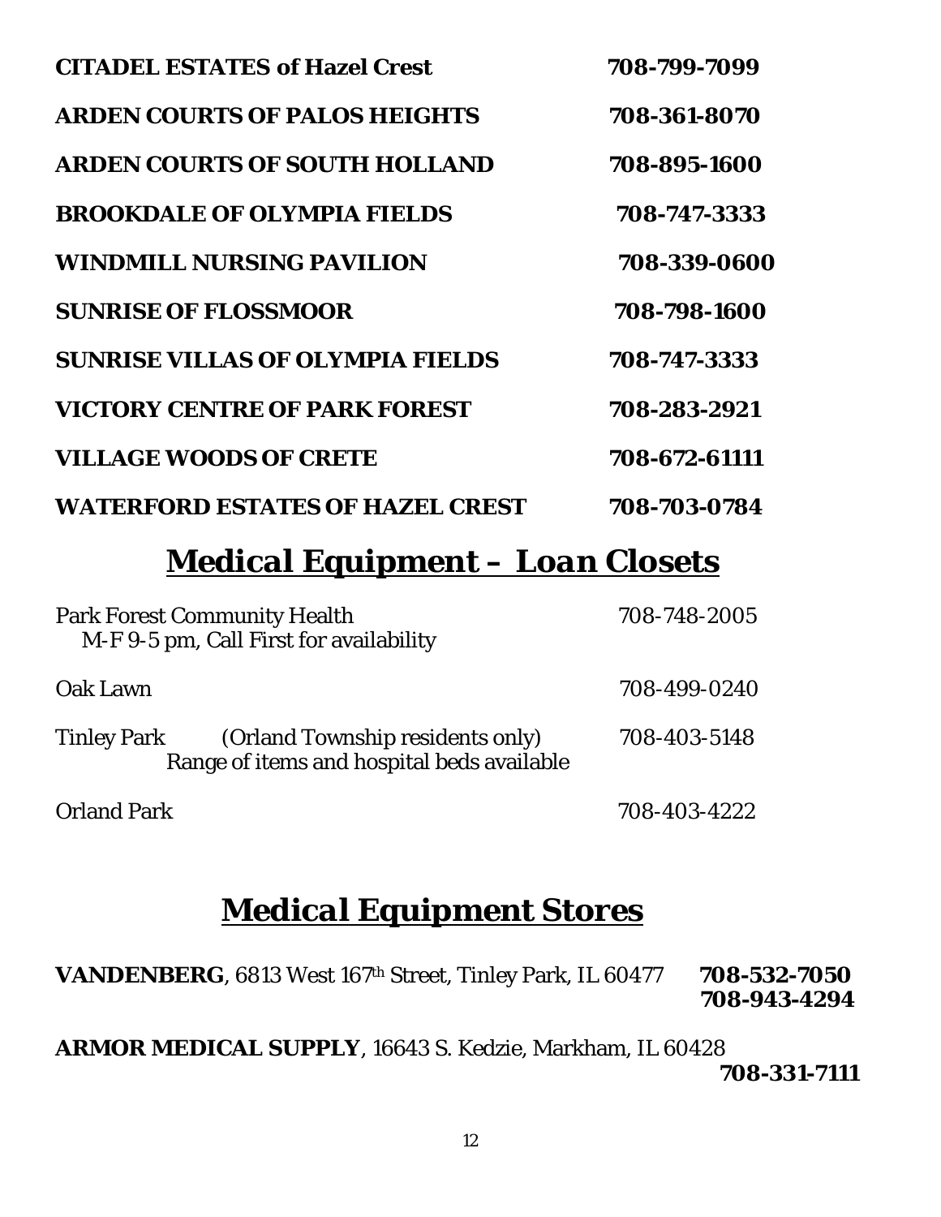**CITADEL ESTATES of Hazel Crest** **708-799-7099**

**ARDEN COURTS OF PALOS HEIGHTS** **708-361-8070**

**ARDEN COURTS OF SOUTH HOLLAND** **708-895-1600**

**BROOKDALE OF OLYMPIA FIELDS** **708-747-3333**

**WINDMILL NURSING PAVILION** **708-339-0600**

**SUNRISE OF FLOSSMOOR** **708-798-1600**

**SUNRISE VILLAS OF OLYMPIA FIELDS** **708-747-3333**

**VICTORY CENTRE OF PARK FOREST** **708-283-2921**

**VILLAGE WOODS OF CRETE** **708-672-61111**

**WATERFORD ESTATES OF HAZEL CREST** **708-703-0784**

## *Medical Equipment – Loan Closets*

Park Forest Community Health 708-748-2005
M-F 9-5 pm, Call First for availability

Oak Lawn 708-499-0240

Tinley Park (Orland Township residents only) 708-403-5148
Range of items and hospital beds available

Orland Park 708-403-4222

## *Medical Equipment Stores*

**VANDENBERG**, 6813 West 167th Street, Tinley Park, IL 60477 **708-532-7050**
**708-943-4294**

**ARMOR MEDICAL SUPPLY**, 16643 S. Kedzie, Markham, IL 60428
**708-331-7111**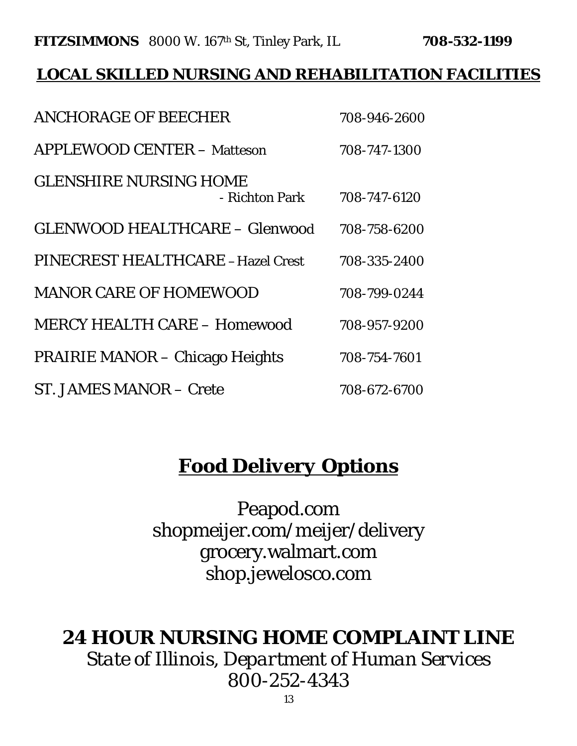**FITZSIMMONS** 8000 W. 167th St, Tinley Park, IL **708-532-1199**

## LOCAL SKILLED NURSING AND REHABILITATION FACILITIES

| | |
|---|---|
| ANCHORAGE OF BEECHER | 708-946-2600 |
| APPLEWOOD CENTER – Matteson | 708-747-1300 |
| GLENSHIRE NURSING HOME - Richton Park | 708-747-6120 |
| GLENWOOD HEALTHCARE – Glenwood | 708-758-6200 |
| PINECREST HEALTHCARE – Hazel Crest | 708-335-2400 |
| MANOR CARE OF HOMEWOOD | 708-799-0244 |
| MERCY HEALTH CARE – Homewood | 708-957-9200 |
| PRAIRIE MANOR – Chicago Heights | 708-754-7601 |
| ST. JAMES MANOR – Crete | 708-672-6700 |

## Food Delivery Options

Peapod.com
shopmeijer.com/meijer/delivery
grocery.walmart.com
shop.jewelosco.com

## 24 HOUR NURSING HOME COMPLAINT LINE

*State of Illinois, Department of Human Services*
800-252-4343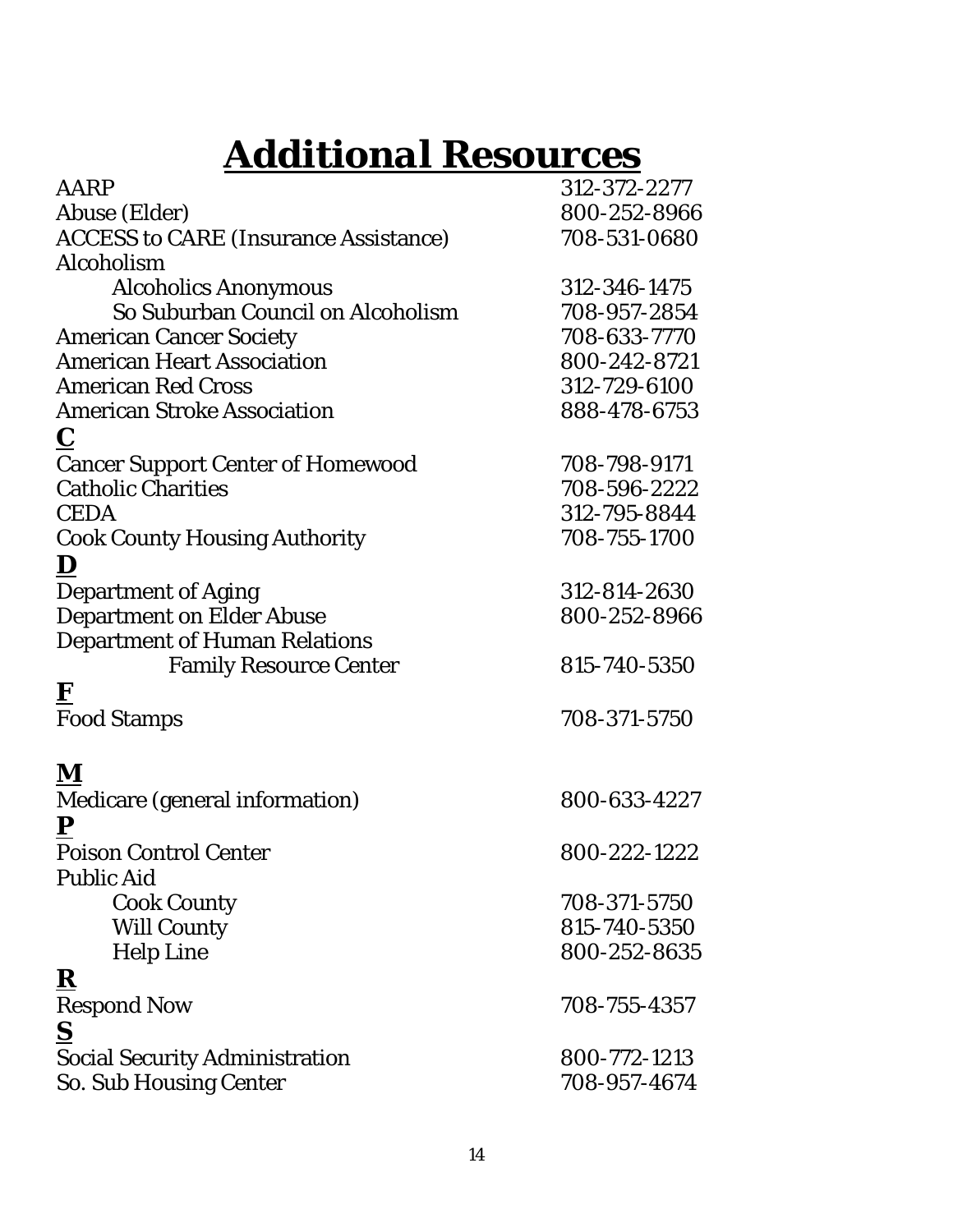# Additional Resources

| | |
|---|---|
| AARP | 312-372-2277 |
| Abuse (Elder) | 800-252-8966 |
| ACCESS to CARE (Insurance Assistance) | 708-531-0680 |
| Alcoholism | |
| Alcoholics Anonymous | 312-346-1475 |
| So Suburban Council on Alcoholism | 708-957-2854 |
| American Cancer Society | 708-633-7770 |
| American Heart Association | 800-242-8721 |
| American Red Cross | 312-729-6100 |
| American Stroke Association | 888-478-6753 |
| **C** | |
| Cancer Support Center of Homewood | 708-798-9171 |
| Catholic Charities | 708-596-2222 |
| CEDA | 312-795-8844 |
| Cook County Housing Authority | 708-755-1700 |
| **D** | |
| Department of Aging | 312-814-2630 |
| Department on Elder Abuse | 800-252-8966 |
| Department of Human Relations | |
| Family Resource Center | 815-740-5350 |
| **F** | |
| Food Stamps | 708-371-5750 |
| **M** | |
| Medicare (general information) | 800-633-4227 |
| **P** | |
| Poison Control Center | 800-222-1222 |
| Public Aid | |
| Cook County | 708-371-5750 |
| Will County | 815-740-5350 |
| Help Line | 800-252-8635 |
| **R** | |
| Respond Now | 708-755-4357 |
| **S** | |
| Social Security Administration | 800-772-1213 |
| So. Sub Housing Center | 708-957-4674 |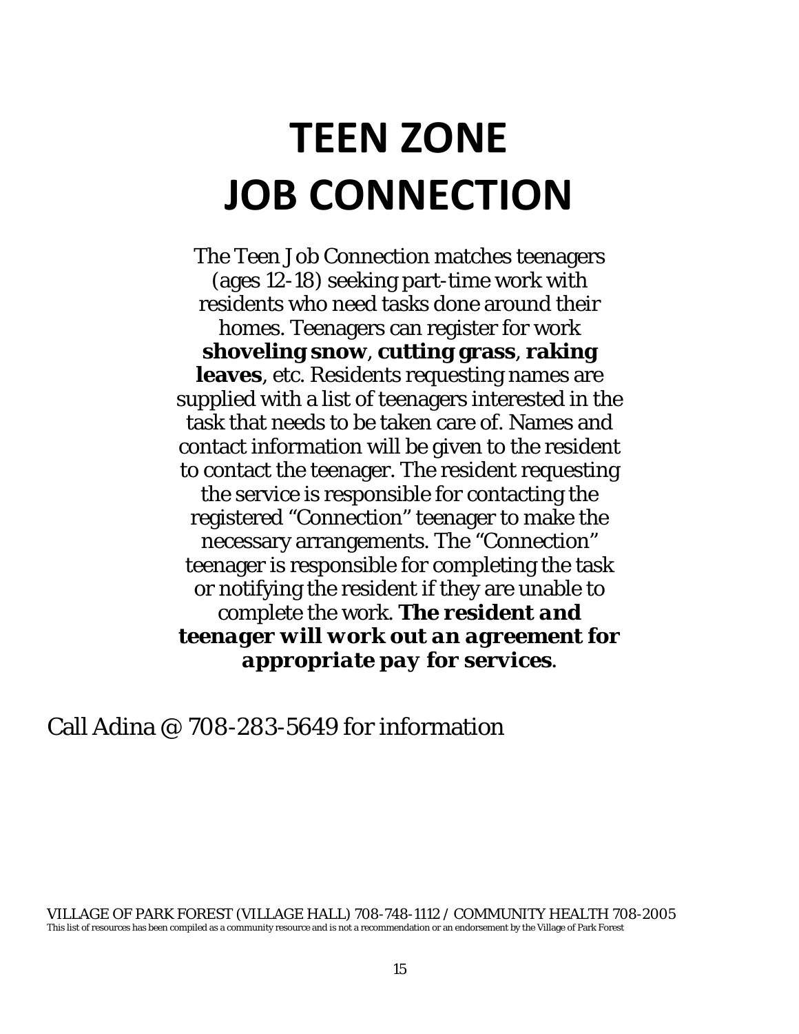# TEEN ZONE
# JOB CONNECTION

The Teen Job Connection matches teenagers (ages 12-18) seeking part-time work with residents who need tasks done around their homes. Teenagers can register for work **shoveling snow**, **cutting grass**, **raking leaves**, etc. Residents requesting names are supplied with a list of teenagers interested in the task that needs to be taken care of. Names and contact information will be given to the resident to contact the teenager. The resident requesting the service is responsible for contacting the registered "Connection" teenager to make the necessary arrangements. The "Connection" teenager is responsible for completing the task or notifying the resident if they are unable to complete the work. ***The resident and teenager will work out an agreement for appropriate pay for services***.

Call Adina @ 708-283-5649 for information

VILLAGE OF PARK FOREST (VILLAGE HALL) 708-748-1112 / COMMUNITY HEALTH 708-2005

This list of resources has been compiled as a community resource and is not a recommendation or an endorsement by the Village of Park Forest